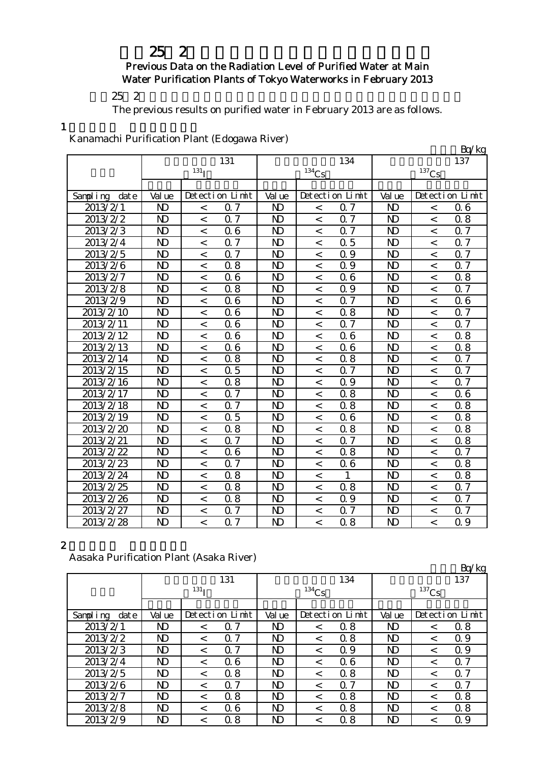# 平成25年2月 主要浄水場の浄水の放射能測定結果（過去の結果）

## Previous Data on the Radiation Level of Purified Water at Main Water Purification Plants of Tokyo Waterworks in February 2013

平成25年2月の浄水の放射能測定結果は以下のとおりです。

The previous results on purified water in February 2013 are as follows.

### 1 金町浄水場（江戸川）

Kanamachi Purification Plant (Edogawa River)

単位：Bq/kg

| 採水日 | 放射性ヨウ素131 $^{131}I$ | | | 放射性セシウム134 $^{134}Cs$ | | | 放射性セシウム137 $^{137}Cs$ | | |
|---|---|---|---|---|---|---|---|---|---|
| Sampling date | Value | Detection Limit | | Value | Detection Limit | | Value | Detection Limit | |
| 2013/2/1 | ND | < | 0.7 | ND | < | 0.7 | ND | < | 0.6 |
| 2013/2/2 | ND | < | 0.7 | ND | < | 0.7 | ND | < | 0.8 |
| 2013/2/3 | ND | < | 0.6 | ND | < | 0.7 | ND | < | 0.7 |
| 2013/2/4 | ND | < | 0.7 | ND | < | 0.5 | ND | < | 0.7 |
| 2013/2/5 | ND | < | 0.7 | ND | < | 0.9 | ND | < | 0.7 |
| 2013/2/6 | ND | < | 0.8 | ND | < | 0.9 | ND | < | 0.7 |
| 2013/2/7 | ND | < | 0.6 | ND | < | 0.6 | ND | < | 0.8 |
| 2013/2/8 | ND | < | 0.8 | ND | < | 0.9 | ND | < | 0.7 |
| 2013/2/9 | ND | < | 0.6 | ND | < | 0.7 | ND | < | 0.6 |
| 2013/2/10 | ND | < | 0.6 | ND | < | 0.8 | ND | < | 0.7 |
| 2013/2/11 | ND | < | 0.6 | ND | < | 0.7 | ND | < | 0.7 |
| 2013/2/12 | ND | < | 0.6 | ND | < | 0.6 | ND | < | 0.8 |
| 2013/2/13 | ND | < | 0.6 | ND | < | 0.6 | ND | < | 0.8 |
| 2013/2/14 | ND | < | 0.8 | ND | < | 0.8 | ND | < | 0.7 |
| 2013/2/15 | ND | < | 0.5 | ND | < | 0.7 | ND | < | 0.7 |
| 2013/2/16 | ND | < | 0.8 | ND | < | 0.9 | ND | < | 0.7 |
| 2013/2/17 | ND | < | 0.7 | ND | < | 0.8 | ND | < | 0.6 |
| 2013/2/18 | ND | < | 0.7 | ND | < | 0.8 | ND | < | 0.8 |
| 2013/2/19 | ND | < | 0.5 | ND | < | 0.6 | ND | < | 0.8 |
| 2013/2/20 | ND | < | 0.8 | ND | < | 0.8 | ND | < | 0.8 |
| 2013/2/21 | ND | < | 0.7 | ND | < | 0.7 | ND | < | 0.8 |
| 2013/2/22 | ND | < | 0.6 | ND | < | 0.8 | ND | < | 0.7 |
| 2013/2/23 | ND | < | 0.7 | ND | < | 0.6 | ND | < | 0.8 |
| 2013/2/24 | ND | < | 0.8 | ND | < | 1 | ND | < | 0.8 |
| 2013/2/25 | ND | < | 0.8 | ND | < | 0.8 | ND | < | 0.7 |
| 2013/2/26 | ND | < | 0.8 | ND | < | 0.9 | ND | < | 0.7 |
| 2013/2/27 | ND | < | 0.7 | ND | < | 0.7 | ND | < | 0.7 |
| 2013/2/28 | ND | < | 0.7 | ND | < | 0.8 | ND | < | 0.9 |

### 2 朝霞浄水場（荒川水系）

Aasaka Purification Plant (Asaka River)

単位：Bq/kg

| 採水日 | 放射性ヨウ素131 $^{131}I$ | | | 放射性セシウム134 $^{134}Cs$ | | | 放射性セシウム137 $^{137}Cs$ | | |
|---|---|---|---|---|---|---|---|---|---|
| Sampling date | Value | Detection Limit | | Value | Detection Limit | | Value | Detection Limit | |
| 2013/2/1 | ND | < | 0.7 | ND | < | 0.8 | ND | < | 0.8 |
| 2013/2/2 | ND | < | 0.7 | ND | < | 0.8 | ND | < | 0.9 |
| 2013/2/3 | ND | < | 0.7 | ND | < | 0.9 | ND | < | 0.9 |
| 2013/2/4 | ND | < | 0.6 | ND | < | 0.6 | ND | < | 0.7 |
| 2013/2/5 | ND | < | 0.8 | ND | < | 0.8 | ND | < | 0.7 |
| 2013/2/6 | ND | < | 0.7 | ND | < | 0.7 | ND | < | 0.7 |
| 2013/2/7 | ND | < | 0.8 | ND | < | 0.8 | ND | < | 0.8 |
| 2013/2/8 | ND | < | 0.6 | ND | < | 0.8 | ND | < | 0.8 |
| 2013/2/9 | ND | < | 0.8 | ND | < | 0.8 | ND | < | 0.9 |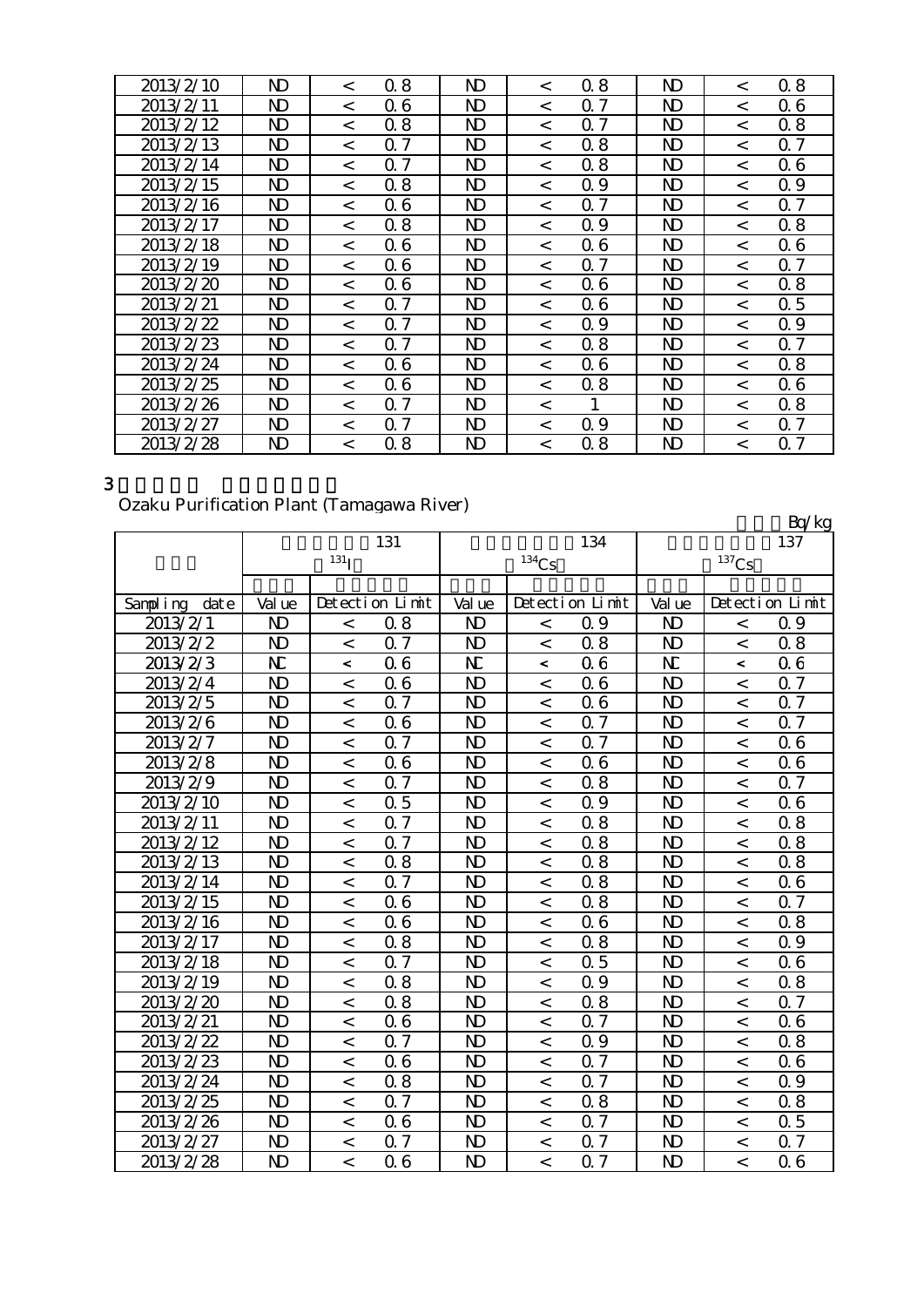| 2013/2/10 | ND | < | 0.8 | ND | < | 0.8 | ND | < | 0.8 |
|---|---|---|---|---|---|---|---|---|---|
| 2013/2/11 | ND | < | 0.6 | ND | < | 0.7 | ND | < | 0.6 |
| 2013/2/12 | ND | < | 0.8 | ND | < | 0.7 | ND | < | 0.8 |
| 2013/2/13 | ND | < | 0.7 | ND | < | 0.8 | ND | < | 0.7 |
| 2013/2/14 | ND | < | 0.7 | ND | < | 0.8 | ND | < | 0.6 |
| 2013/2/15 | ND | < | 0.8 | ND | < | 0.9 | ND | < | 0.9 |
| 2013/2/16 | ND | < | 0.6 | ND | < | 0.7 | ND | < | 0.7 |
| 2013/2/17 | ND | < | 0.8 | ND | < | 0.9 | ND | < | 0.8 |
| 2013/2/18 | ND | < | 0.6 | ND | < | 0.6 | ND | < | 0.6 |
| 2013/2/19 | ND | < | 0.6 | ND | < | 0.7 | ND | < | 0.7 |
| 2013/2/20 | ND | < | 0.6 | ND | < | 0.6 | ND | < | 0.8 |
| 2013/2/21 | ND | < | 0.7 | ND | < | 0.6 | ND | < | 0.5 |
| 2013/2/22 | ND | < | 0.7 | ND | < | 0.9 | ND | < | 0.9 |
| 2013/2/23 | ND | < | 0.7 | ND | < | 0.8 | ND | < | 0.7 |
| 2013/2/24 | ND | < | 0.6 | ND | < | 0.6 | ND | < | 0.8 |
| 2013/2/25 | ND | < | 0.6 | ND | < | 0.8 | ND | < | 0.6 |
| 2013/2/26 | ND | < | 0.7 | ND | < | 1 | ND | < | 0.8 |
| 2013/2/27 | ND | < | 0.7 | ND | < | 0.9 | ND | < | 0.7 |
| 2013/2/28 | ND | < | 0.8 | ND | < | 0.8 | ND | < | 0.7 |

3

Ozaku Purification Plant (Tamagawa River)

Bq/kg

| | 131 | | | 134 | | | 137 | | |
|---|---|---|---|---|---|---|---|---|---|
| | $^{131}$I | | | $^{134}$Cs | | | $^{137}$Cs | | |
| Sampling date | Value | Detection Limit | | Value | Detection Limit | | Value | Detection Limit | |
| 2013/2/1 | ND | < | 0.8 | ND | < | 0.9 | ND | < | 0.9 |
| 2013/2/2 | ND | < | 0.7 | ND | < | 0.8 | ND | < | 0.8 |
| 2013/2/3 | NC | < | 0.6 | NC | < | 0.6 | NC | < | 0.6 |
| 2013/2/4 | ND | < | 0.6 | ND | < | 0.6 | ND | < | 0.7 |
| 2013/2/5 | ND | < | 0.7 | ND | < | 0.6 | ND | < | 0.7 |
| 2013/2/6 | ND | < | 0.6 | ND | < | 0.7 | ND | < | 0.7 |
| 2013/2/7 | ND | < | 0.7 | ND | < | 0.7 | ND | < | 0.6 |
| 2013/2/8 | ND | < | 0.6 | ND | < | 0.6 | ND | < | 0.6 |
| 2013/2/9 | ND | < | 0.7 | ND | < | 0.8 | ND | < | 0.7 |
| 2013/2/10 | ND | < | 0.5 | ND | < | 0.9 | ND | < | 0.6 |
| 2013/2/11 | ND | < | 0.7 | ND | < | 0.8 | ND | < | 0.8 |
| 2013/2/12 | ND | < | 0.7 | ND | < | 0.8 | ND | < | 0.8 |
| 2013/2/13 | ND | < | 0.8 | ND | < | 0.8 | ND | < | 0.8 |
| 2013/2/14 | ND | < | 0.7 | ND | < | 0.8 | ND | < | 0.6 |
| 2013/2/15 | ND | < | 0.6 | ND | < | 0.8 | ND | < | 0.7 |
| 2013/2/16 | ND | < | 0.6 | ND | < | 0.6 | ND | < | 0.8 |
| 2013/2/17 | ND | < | 0.8 | ND | < | 0.8 | ND | < | 0.9 |
| 2013/2/18 | ND | < | 0.7 | ND | < | 0.5 | ND | < | 0.6 |
| 2013/2/19 | ND | < | 0.8 | ND | < | 0.9 | ND | < | 0.8 |
| 2013/2/20 | ND | < | 0.8 | ND | < | 0.8 | ND | < | 0.7 |
| 2013/2/21 | ND | < | 0.6 | ND | < | 0.7 | ND | < | 0.6 |
| 2013/2/22 | ND | < | 0.7 | ND | < | 0.9 | ND | < | 0.8 |
| 2013/2/23 | ND | < | 0.6 | ND | < | 0.7 | ND | < | 0.6 |
| 2013/2/24 | ND | < | 0.8 | ND | < | 0.7 | ND | < | 0.9 |
| 2013/2/25 | ND | < | 0.7 | ND | < | 0.8 | ND | < | 0.8 |
| 2013/2/26 | ND | < | 0.6 | ND | < | 0.7 | ND | < | 0.5 |
| 2013/2/27 | ND | < | 0.7 | ND | < | 0.7 | ND | < | 0.7 |
| 2013/2/28 | ND | < | 0.6 | ND | < | 0.7 | ND | < | 0.6 |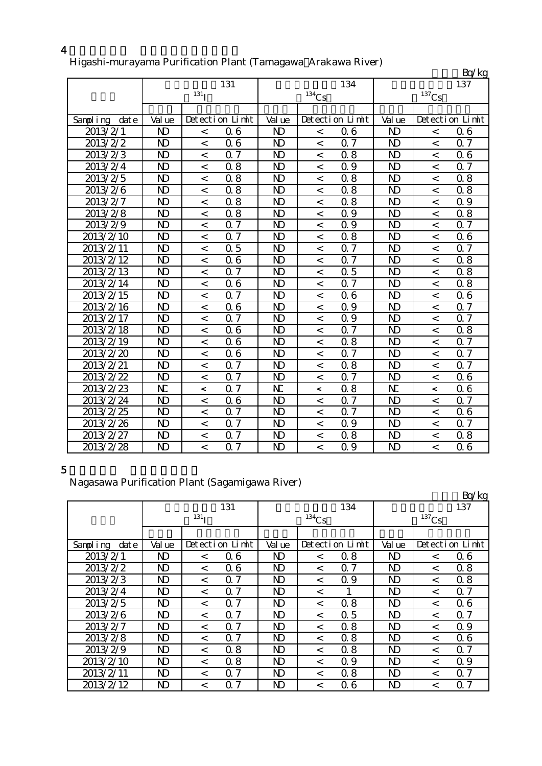4

Higashi-murayama Purification Plant (Tamagawa Arakawa River)

Bq/kg

| | 131 | | | 134 | | | 137 | | |
|---|---|---|---|---|---|---|---|---|---|
| | $^{131}$I | | | $^{134}$Cs | | | $^{137}$Cs | | |
| Sampling date | Value | Detection Limit | | Value | Detection Limit | | Value | Detection Limit | |
| 2013/2/1 | ND | < | 0.6 | ND | < | 0.6 | ND | < | 0.6 |
| 2013/2/2 | ND | < | 0.6 | ND | < | 0.7 | ND | < | 0.7 |
| 2013/2/3 | ND | < | 0.7 | ND | < | 0.8 | ND | < | 0.6 |
| 2013/2/4 | ND | < | 0.8 | ND | < | 0.9 | ND | < | 0.7 |
| 2013/2/5 | ND | < | 0.8 | ND | < | 0.8 | ND | < | 0.8 |
| 2013/2/6 | ND | < | 0.8 | ND | < | 0.8 | ND | < | 0.8 |
| 2013/2/7 | ND | < | 0.8 | ND | < | 0.8 | ND | < | 0.9 |
| 2013/2/8 | ND | < | 0.8 | ND | < | 0.9 | ND | < | 0.8 |
| 2013/2/9 | ND | < | 0.7 | ND | < | 0.9 | ND | < | 0.7 |
| 2013/2/10 | ND | < | 0.7 | ND | < | 0.8 | ND | < | 0.6 |
| 2013/2/11 | ND | < | 0.5 | ND | < | 0.7 | ND | < | 0.7 |
| 2013/2/12 | ND | < | 0.6 | ND | < | 0.7 | ND | < | 0.8 |
| 2013/2/13 | ND | < | 0.7 | ND | < | 0.5 | ND | < | 0.8 |
| 2013/2/14 | ND | < | 0.6 | ND | < | 0.7 | ND | < | 0.8 |
| 2013/2/15 | ND | < | 0.7 | ND | < | 0.6 | ND | < | 0.6 |
| 2013/2/16 | ND | < | 0.6 | ND | < | 0.9 | ND | < | 0.7 |
| 2013/2/17 | ND | < | 0.7 | ND | < | 0.9 | ND | < | 0.7 |
| 2013/2/18 | ND | < | 0.6 | ND | < | 0.7 | ND | < | 0.8 |
| 2013/2/19 | ND | < | 0.6 | ND | < | 0.8 | ND | < | 0.7 |
| 2013/2/20 | ND | < | 0.6 | ND | < | 0.7 | ND | < | 0.7 |
| 2013/2/21 | ND | < | 0.7 | ND | < | 0.8 | ND | < | 0.7 |
| 2013/2/22 | ND | < | 0.7 | ND | < | 0.7 | ND | < | 0.6 |
| 2013/2/23 | ND | < | 0.7 | ND | < | 0.8 | ND | < | 0.6 |
| 2013/2/24 | ND | < | 0.6 | ND | < | 0.7 | ND | < | 0.7 |
| 2013/2/25 | ND | < | 0.7 | ND | < | 0.7 | ND | < | 0.6 |
| 2013/2/26 | ND | < | 0.7 | ND | < | 0.9 | ND | < | 0.7 |
| 2013/2/27 | ND | < | 0.7 | ND | < | 0.8 | ND | < | 0.8 |
| 2013/2/28 | ND | < | 0.7 | ND | < | 0.9 | ND | < | 0.6 |

5

Nagasawa Purification Plant (Sagamigawa River)

Bq/kg

| | 131 | | | 134 | | | 137 | | |
|---|---|---|---|---|---|---|---|---|---|
| | $^{131}$I | | | $^{134}$Cs | | | $^{137}$Cs | | |
| Sampling date | Value | Detection Limit | | Value | Detection Limit | | Value | Detection Limit | |
| 2013/2/1 | ND | < | 0.6 | ND | < | 0.8 | ND | < | 0.6 |
| 2013/2/2 | ND | < | 0.6 | ND | < | 0.7 | ND | < | 0.8 |
| 2013/2/3 | ND | < | 0.7 | ND | < | 0.9 | ND | < | 0.8 |
| 2013/2/4 | ND | < | 0.7 | ND | < | 1 | ND | < | 0.7 |
| 2013/2/5 | ND | < | 0.7 | ND | < | 0.8 | ND | < | 0.6 |
| 2013/2/6 | ND | < | 0.7 | ND | < | 0.5 | ND | < | 0.7 |
| 2013/2/7 | ND | < | 0.7 | ND | < | 0.8 | ND | < | 0.9 |
| 2013/2/8 | ND | < | 0.7 | ND | < | 0.8 | ND | < | 0.6 |
| 2013/2/9 | ND | < | 0.8 | ND | < | 0.8 | ND | < | 0.7 |
| 2013/2/10 | ND | < | 0.8 | ND | < | 0.9 | ND | < | 0.9 |
| 2013/2/11 | ND | < | 0.7 | ND | < | 0.8 | ND | < | 0.7 |
| 2013/2/12 | ND | < | 0.7 | ND | < | 0.6 | ND | < | 0.7 |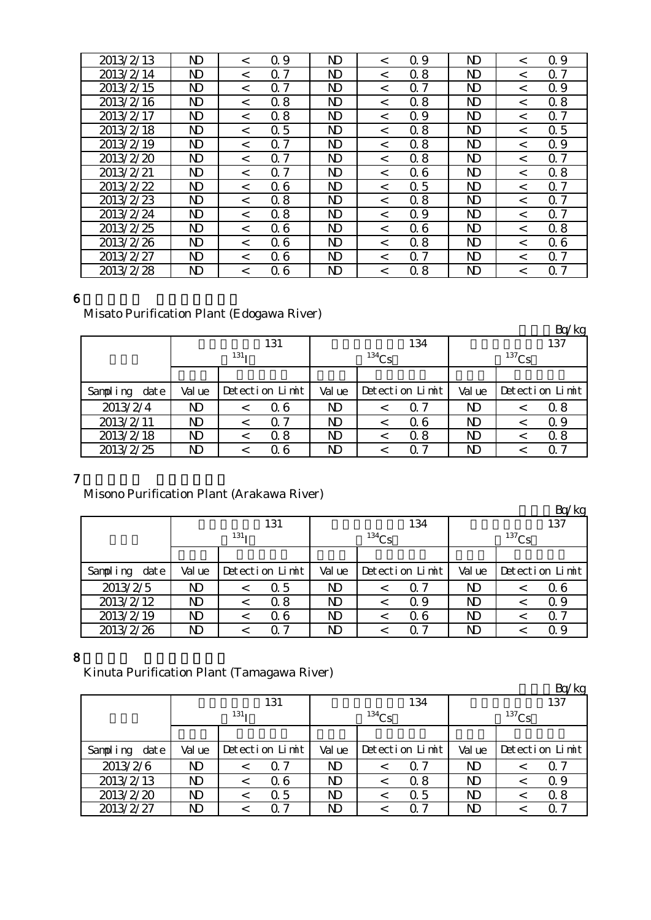| 2013/2/13 | ND | < | 0.9 | ND | < | 0.9 | ND | < | 0.9 |
|---|---|---|---|---|---|---|---|---|---|
| 2013/2/14 | ND | < | 0.7 | ND | < | 0.8 | ND | < | 0.7 |
| 2013/2/15 | ND | < | 0.7 | ND | < | 0.7 | ND | < | 0.9 |
| 2013/2/16 | ND | < | 0.8 | ND | < | 0.8 | ND | < | 0.8 |
| 2013/2/17 | ND | < | 0.8 | ND | < | 0.9 | ND | < | 0.7 |
| 2013/2/18 | ND | < | 0.5 | ND | < | 0.8 | ND | < | 0.5 |
| 2013/2/19 | ND | < | 0.7 | ND | < | 0.8 | ND | < | 0.9 |
| 2013/2/20 | ND | < | 0.7 | ND | < | 0.8 | ND | < | 0.7 |
| 2013/2/21 | ND | < | 0.7 | ND | < | 0.6 | ND | < | 0.8 |
| 2013/2/22 | ND | < | 0.6 | ND | < | 0.5 | ND | < | 0.7 |
| 2013/2/23 | ND | < | 0.8 | ND | < | 0.8 | ND | < | 0.7 |
| 2013/2/24 | ND | < | 0.8 | ND | < | 0.9 | ND | < | 0.7 |
| 2013/2/25 | ND | < | 0.6 | ND | < | 0.6 | ND | < | 0.8 |
| 2013/2/26 | ND | < | 0.6 | ND | < | 0.8 | ND | < | 0.6 |
| 2013/2/27 | ND | < | 0.6 | ND | < | 0.7 | ND | < | 0.7 |
| 2013/2/28 | ND | < | 0.6 | ND | < | 0.8 | ND | < | 0.7 |

6

Misato Purification Plant (Edogawa River)

Bq/kg

| | 131 $^{131}I$ | | | 134 $^{134}Cs$ | | | 137 $^{137}Cs$ | | |
|---|---|---|---|---|---|---|---|---|---|
| Sampling date | Value | Detection Limit | | Value | Detection Limit | | Value | Detection Limit | |
| 2013/2/4 | ND | < | 0.6 | ND | < | 0.7 | ND | < | 0.8 |
| 2013/2/11 | ND | < | 0.7 | ND | < | 0.6 | ND | < | 0.9 |
| 2013/2/18 | ND | < | 0.8 | ND | < | 0.8 | ND | < | 0.8 |
| 2013/2/25 | ND | < | 0.6 | ND | < | 0.7 | ND | < | 0.7 |

7

Misono Purification Plant (Arakawa River)

Bq/kg

| | 131 $^{131}I$ | | | 134 $^{134}Cs$ | | | 137 $^{137}Cs$ | | |
|---|---|---|---|---|---|---|---|---|---|
| Sampling date | Value | Detection Limit | | Value | Detection Limit | | Value | Detection Limit | |
| 2013/2/5 | ND | < | 0.5 | ND | < | 0.7 | ND | < | 0.6 |
| 2013/2/12 | ND | < | 0.8 | ND | < | 0.9 | ND | < | 0.9 |
| 2013/2/19 | ND | < | 0.6 | ND | < | 0.6 | ND | < | 0.7 |
| 2013/2/26 | ND | < | 0.7 | ND | < | 0.7 | ND | < | 0.9 |

8

Kinuta Purification Plant (Tamagawa River)

Bq/kg

| | 131 $^{131}I$ | | | 134 $^{134}Cs$ | | | 137 $^{137}Cs$ | | |
|---|---|---|---|---|---|---|---|---|---|
| Sampling date | Value | Detection Limit | | Value | Detection Limit | | Value | Detection Limit | |
| 2013/2/6 | ND | < | 0.7 | ND | < | 0.7 | ND | < | 0.7 |
| 2013/2/13 | ND | < | 0.6 | ND | < | 0.8 | ND | < | 0.9 |
| 2013/2/20 | ND | < | 0.5 | ND | < | 0.5 | ND | < | 0.8 |
| 2013/2/27 | ND | < | 0.7 | ND | < | 0.7 | ND | < | 0.7 |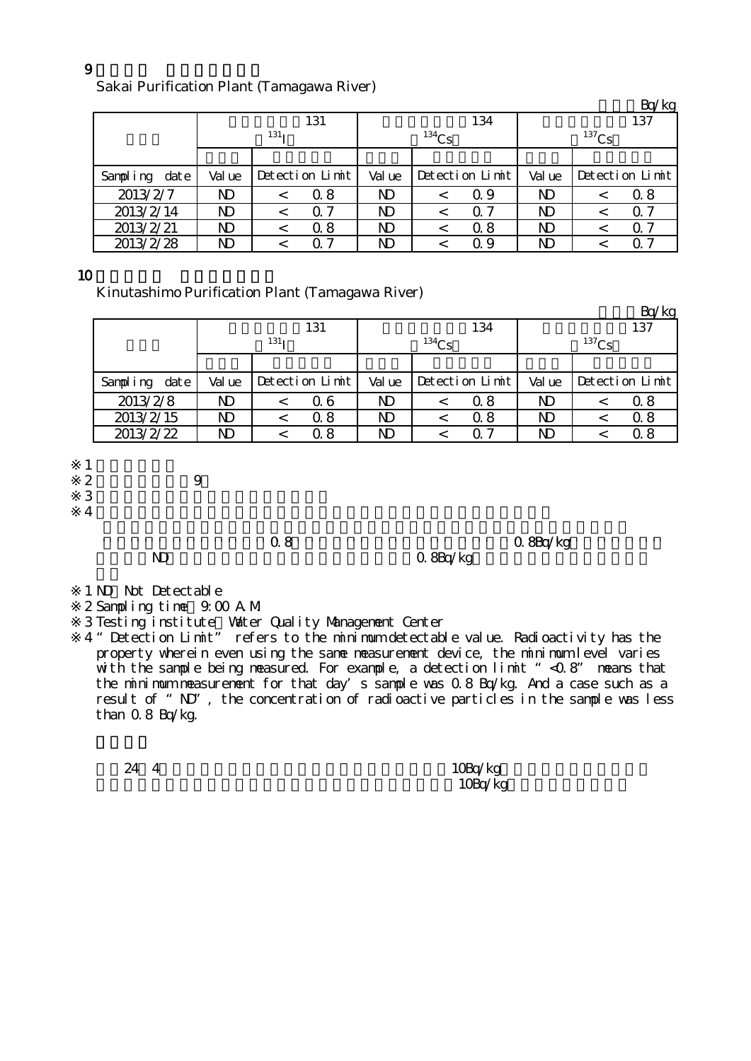9

Sakai Purification Plant (Tamagawa River)

Bq/kg

| | 131 | | | 134 | | | 137 | | |
|---|---|---|---|---|---|---|---|---|---|
| | $^{131}I$ | | | $^{134}Cs$ | | | $^{137}Cs$ | | |
| Sampling date | Value | Detection Limit | | Value | Detection Limit | | Value | Detection Limit | |
| 2013/2/7 | ND | < | 0.8 | ND | < | 0.9 | ND | < | 0.8 |
| 2013/2/14 | ND | < | 0.7 | ND | < | 0.7 | ND | < | 0.7 |
| 2013/2/21 | ND | < | 0.8 | ND | < | 0.8 | ND | < | 0.7 |
| 2013/2/28 | ND | < | 0.7 | ND | < | 0.9 | ND | < | 0.7 |

10

Kinutashimo Purification Plant (Tamagawa River)

Bq/kg

| | 131 | | | 134 | | | 137 | | |
|---|---|---|---|---|---|---|---|---|---|
| | $^{131}I$ | | | $^{134}Cs$ | | | $^{137}Cs$ | | |
| Sampling date | Value | Detection Limit | | Value | Detection Limit | | Value | Detection Limit | |
| 2013/2/8 | ND | < | 0.6 | ND | < | 0.8 | ND | < | 0.8 |
| 2013/2/15 | ND | < | 0.8 | ND | < | 0.8 | ND | < | 0.8 |
| 2013/2/22 | ND | < | 0.8 | ND | < | 0.7 | ND | < | 0.8 |

※1

※2 9

※3

※4

0.8 0.8Bq/kg

ND 0.8Bq/kg

※1 ND Not Detectable

※2 Sampling time 9:00 A.M

※3 Testing institute Water Quality Management Center

※4 "Detection Limit" refers to the minimum detectable value. Radioactivity has the property wherein even using the same measurement device, the minimum level varies with the sample being measured. For example, a detection limit "<0.8" means that the minimum measurement for that day's sample was 0.8 Bq/kg. And a case such as a result of "ND", the concentration of radioactive particles in the sample was less than 0.8 Bq/kg.

24 4 10Bq/kg

10Bq/kg